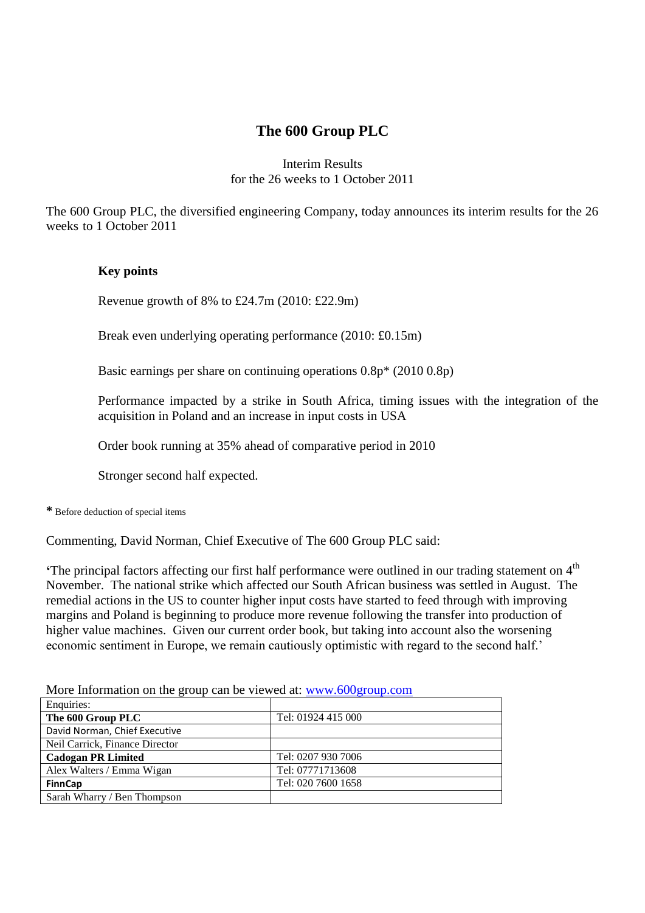# The 600 Group PLC

Interim Results
for the 26 weeks to 1 October 2011

The 600 Group PLC, the diversified engineering Company, today announces its interim results for the 26 weeks to 1 October 2011

### Key points

Revenue growth of 8% to £24.7m (2010: £22.9m)

Break even underlying operating performance (2010: £0.15m)

Basic earnings per share on continuing operations 0.8p* (2010 0.8p)

Performance impacted by a strike in South Africa, timing issues with the integration of the acquisition in Poland and an increase in input costs in USA

Order book running at 35% ahead of comparative period in 2010

Stronger second half expected.

**\*** Before deduction of special items

Commenting, David Norman, Chief Executive of The 600 Group PLC said:

'The principal factors affecting our first half performance were outlined in our trading statement on 4th November. The national strike which affected our South African business was settled in August. The remedial actions in the US to counter higher input costs have started to feed through with improving margins and Poland is beginning to produce more revenue following the transfer into production of higher value machines. Given our current order book, but taking into account also the worsening economic sentiment in Europe, we remain cautiously optimistic with regard to the second half.'

More Information on the group can be viewed at: www.600group.com

| | |
|---|---|
| Enquiries: | |
| **The 600 Group PLC** | Tel: 01924 415 000 |
| David Norman, Chief Executive | |
| Neil Carrick, Finance Director | |
| **Cadogan PR Limited** | Tel: 0207 930 7006 |
| Alex Walters / Emma Wigan | Tel: 07771713608 |
| **FinnCap** | Tel: 020 7600 1658 |
| Sarah Wharry / Ben Thompson | |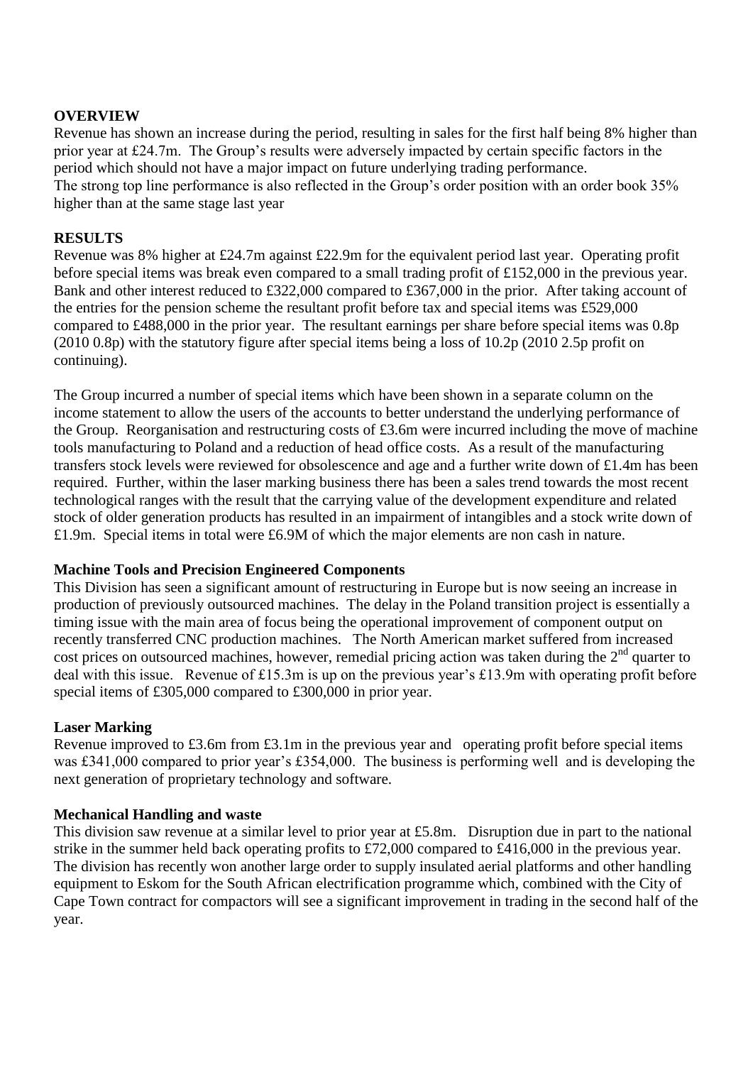**OVERVIEW**

Revenue has shown an increase during the period, resulting in sales for the first half being 8% higher than prior year at £24.7m. The Group's results were adversely impacted by certain specific factors in the period which should not have a major impact on future underlying trading performance.
The strong top line performance is also reflected in the Group's order position with an order book 35% higher than at the same stage last year

**RESULTS**

Revenue was 8% higher at £24.7m against £22.9m for the equivalent period last year. Operating profit before special items was break even compared to a small trading profit of £152,000 in the previous year. Bank and other interest reduced to £322,000 compared to £367,000 in the prior. After taking account of the entries for the pension scheme the resultant profit before tax and special items was £529,000 compared to £488,000 in the prior year. The resultant earnings per share before special items was 0.8p (2010 0.8p) with the statutory figure after special items being a loss of 10.2p (2010 2.5p profit on continuing).

The Group incurred a number of special items which have been shown in a separate column on the income statement to allow the users of the accounts to better understand the underlying performance of the Group. Reorganisation and restructuring costs of £3.6m were incurred including the move of machine tools manufacturing to Poland and a reduction of head office costs. As a result of the manufacturing transfers stock levels were reviewed for obsolescence and age and a further write down of £1.4m has been required. Further, within the laser marking business there has been a sales trend towards the most recent technological ranges with the result that the carrying value of the development expenditure and related stock of older generation products has resulted in an impairment of intangibles and a stock write down of £1.9m. Special items in total were £6.9M of which the major elements are non cash in nature.

**Machine Tools and Precision Engineered Components**

This Division has seen a significant amount of restructuring in Europe but is now seeing an increase in production of previously outsourced machines. The delay in the Poland transition project is essentially a timing issue with the main area of focus being the operational improvement of component output on recently transferred CNC production machines. The North American market suffered from increased cost prices on outsourced machines, however, remedial pricing action was taken during the 2nd quarter to deal with this issue. Revenue of £15.3m is up on the previous year's £13.9m with operating profit before special items of £305,000 compared to £300,000 in prior year.

**Laser Marking**

Revenue improved to £3.6m from £3.1m in the previous year and operating profit before special items was £341,000 compared to prior year's £354,000. The business is performing well and is developing the next generation of proprietary technology and software.

**Mechanical Handling and waste**

This division saw revenue at a similar level to prior year at £5.8m. Disruption due in part to the national strike in the summer held back operating profits to £72,000 compared to £416,000 in the previous year. The division has recently won another large order to supply insulated aerial platforms and other handling equipment to Eskom for the South African electrification programme which, combined with the City of Cape Town contract for compactors will see a significant improvement in trading in the second half of the year.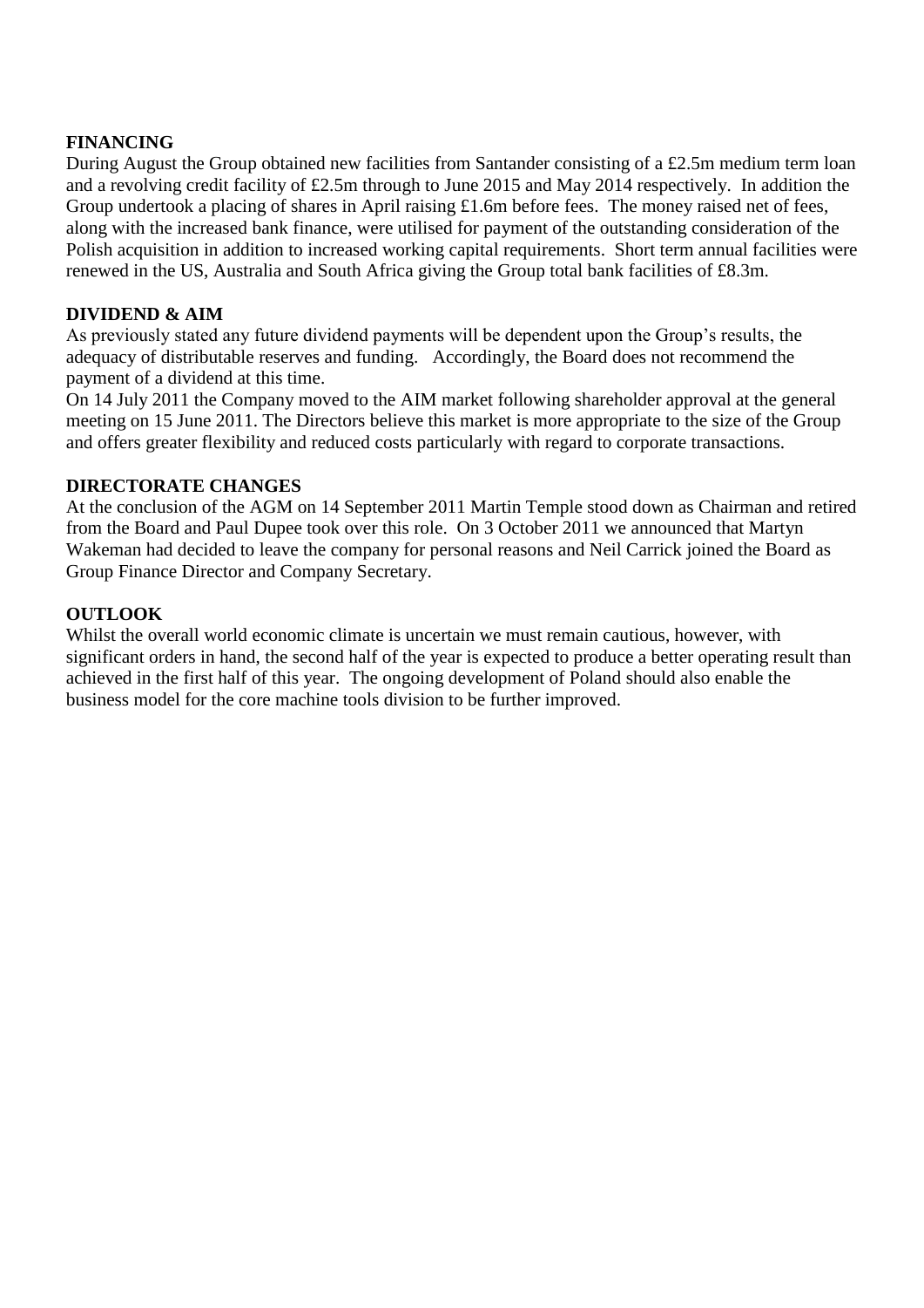**FINANCING**

During August the Group obtained new facilities from Santander consisting of a £2.5m medium term loan and a revolving credit facility of £2.5m through to June 2015 and May 2014 respectively. In addition the Group undertook a placing of shares in April raising £1.6m before fees. The money raised net of fees, along with the increased bank finance, were utilised for payment of the outstanding consideration of the Polish acquisition in addition to increased working capital requirements. Short term annual facilities were renewed in the US, Australia and South Africa giving the Group total bank facilities of £8.3m.

**DIVIDEND & AIM**

As previously stated any future dividend payments will be dependent upon the Group's results, the adequacy of distributable reserves and funding. Accordingly, the Board does not recommend the payment of a dividend at this time.

On 14 July 2011 the Company moved to the AIM market following shareholder approval at the general meeting on 15 June 2011. The Directors believe this market is more appropriate to the size of the Group and offers greater flexibility and reduced costs particularly with regard to corporate transactions.

**DIRECTORATE CHANGES**

At the conclusion of the AGM on 14 September 2011 Martin Temple stood down as Chairman and retired from the Board and Paul Dupee took over this role. On 3 October 2011 we announced that Martyn Wakeman had decided to leave the company for personal reasons and Neil Carrick joined the Board as Group Finance Director and Company Secretary.

**OUTLOOK**

Whilst the overall world economic climate is uncertain we must remain cautious, however, with significant orders in hand, the second half of the year is expected to produce a better operating result than achieved in the first half of this year. The ongoing development of Poland should also enable the business model for the core machine tools division to be further improved.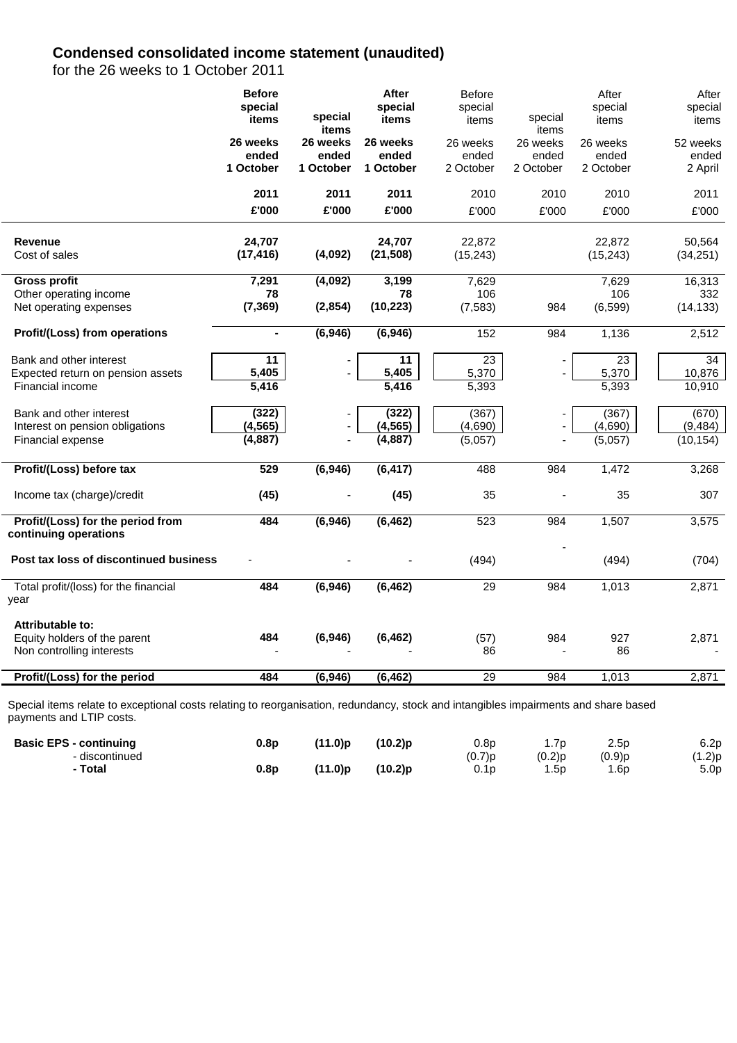## Condensed consolidated income statement (unaudited)

for the 26 weeks to 1 October 2011

| | Before special items | special items | After special items | Before special items | special items | After special items | After special items |
|---|---|---|---|---|---|---|---|
| | 26 weeks ended 1 October | 26 weeks ended 1 October | 26 weeks ended 1 October | 26 weeks ended 2 October | 26 weeks ended 2 October | 26 weeks ended 2 October | 52 weeks ended 2 April |
| | 2011 | 2011 | 2011 | 2010 | 2010 | 2010 | 2011 |
| | £'000 | £'000 | £'000 | £'000 | £'000 | £'000 | £'000 |
| **Revenue** | 24,707 | | 24,707 | 22,872 | | 22,872 | 50,564 |
| Cost of sales | (17,416) | (4,092) | (21,508) | (15,243) | | (15,243) | (34,251) |
| **Gross profit** | 7,291 | (4,092) | 3,199 | 7,629 | | 7,629 | 16,313 |
| Other operating income | 78 | | 78 | 106 | | 106 | 332 |
| Net operating expenses | (7,369) | (2,854) | (10,223) | (7,583) | 984 | (6,599) | (14,133) |
| **Profit/(Loss) from operations** | - | (6,946) | (6,946) | 152 | 984 | 1,136 | 2,512 |
| Bank and other interest | 11 | - | 11 | 23 | - | 23 | 34 |
| Expected return on pension assets | 5,405 | - | 5,405 | 5,370 | - | 5,370 | 10,876 |
| Financial income | 5,416 | | 5,416 | 5,393 | | 5,393 | 10,910 |
| Bank and other interest | (322) | - | (322) | (367) | - | (367) | (670) |
| Interest on pension obligations | (4,565) | - | (4,565) | (4,690) | - | (4,690) | (9,484) |
| Financial expense | (4,887) | - | (4,887) | (5,057) | - | (5,057) | (10,154) |
| **Profit/(Loss) before tax** | 529 | (6,946) | (6,417) | 488 | 984 | 1,472 | 3,268 |
| Income tax (charge)/credit | (45) | - | (45) | 35 | - | 35 | 307 |
| **Profit/(Loss) for the period from continuing operations** | 484 | (6,946) | (6,462) | 523 | 984 | 1,507 | 3,575 |
| **Post tax loss of discontinued business** | - | - | - | (494) | - | (494) | (704) |
| Total profit/(loss) for the financial year | 484 | (6,946) | (6,462) | 29 | 984 | 1,013 | 2,871 |
| **Attributable to:** | | | | | | | |
| Equity holders of the parent | 484 | (6,946) | (6,462) | (57) | 984 | 927 | 2,871 |
| Non controlling interests | - | - | - | 86 | - | 86 | - |
| **Profit/(Loss) for the period** | 484 | (6,946) | (6,462) | 29 | 984 | 1,013 | 2,871 |

Special items relate to exceptional costs relating to reorganisation, redundancy, stock and intangibles impairments and share based payments and LTIP costs.

| | | | | | | | |
|---|---|---|---|---|---|---|---|
| **Basic EPS - continuing** | 0.8p | (11.0)p | (10.2)p | 0.8p | 1.7p | 2.5p | 6.2p |
| - discontinued | | | | (0.7)p | (0.2)p | (0.9)p | (1.2)p |
| **- Total** | 0.8p | (11.0)p | (10.2)p | 0.1p | 1.5p | 1.6p | 5.0p |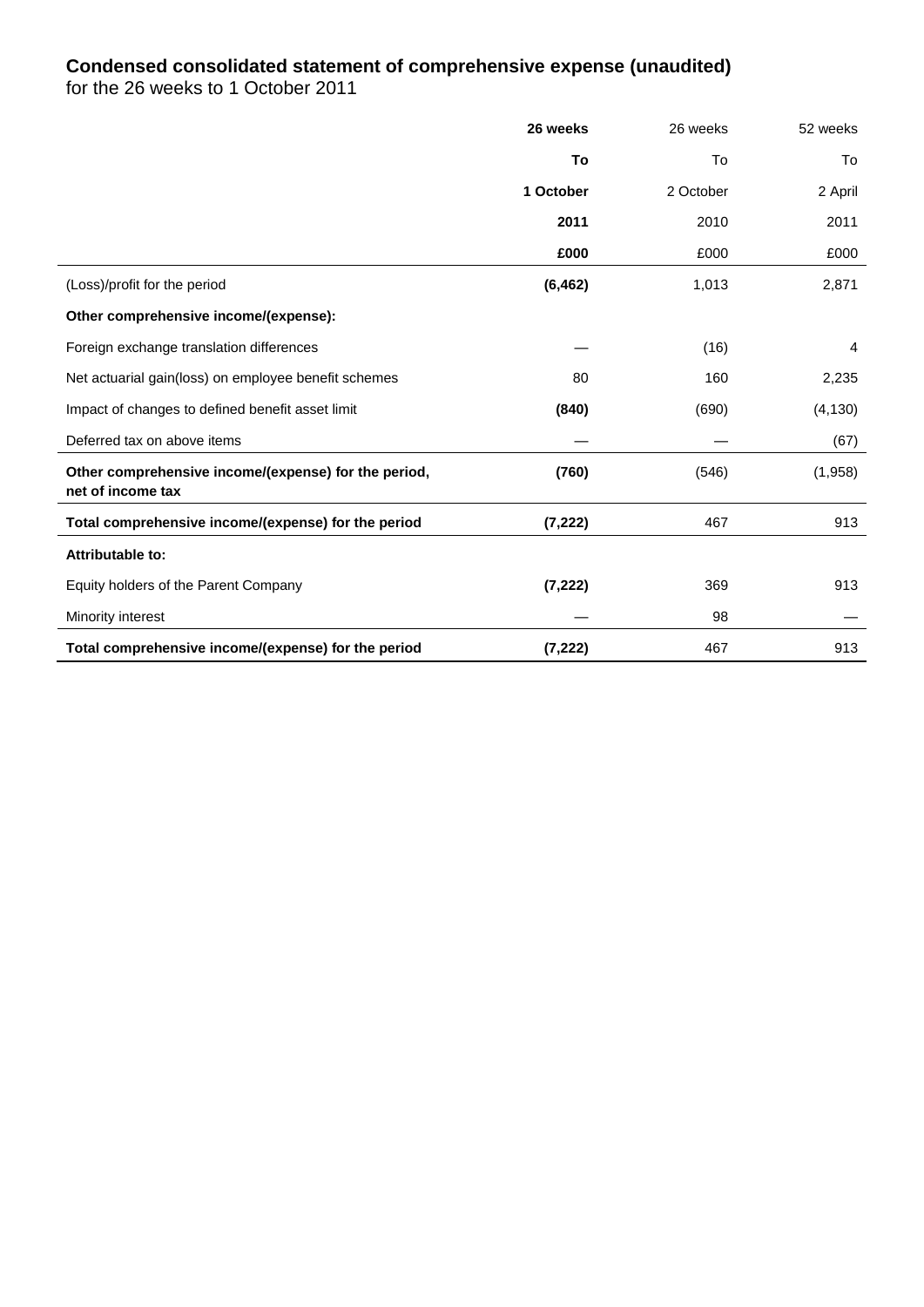# Condensed consolidated statement of comprehensive expense (unaudited)

for the 26 weeks to 1 October 2011

| | **26 weeks To 1 October 2011 £000** | 26 weeks To 2 October 2010 £000 | 52 weeks To 2 April 2011 £000 |
|---|---|---|---|
| (Loss)/profit for the period | **(6,462)** | 1,013 | 2,871 |
| **Other comprehensive income/(expense):** | | | |
| Foreign exchange translation differences | — | (16) | 4 |
| Net actuarial gain(loss) on employee benefit schemes | 80 | 160 | 2,235 |
| Impact of changes to defined benefit asset limit | **(840)** | (690) | (4,130) |
| Deferred tax on above items | — | — | (67) |
| **Other comprehensive income/(expense) for the period, net of income tax** | **(760)** | (546) | (1,958) |
| **Total comprehensive income/(expense) for the period** | **(7,222)** | 467 | 913 |
| **Attributable to:** | | | |
| Equity holders of the Parent Company | **(7,222)** | 369 | 913 |
| Minority interest | — | 98 | — |
| **Total comprehensive income/(expense) for the period** | **(7,222)** | 467 | 913 |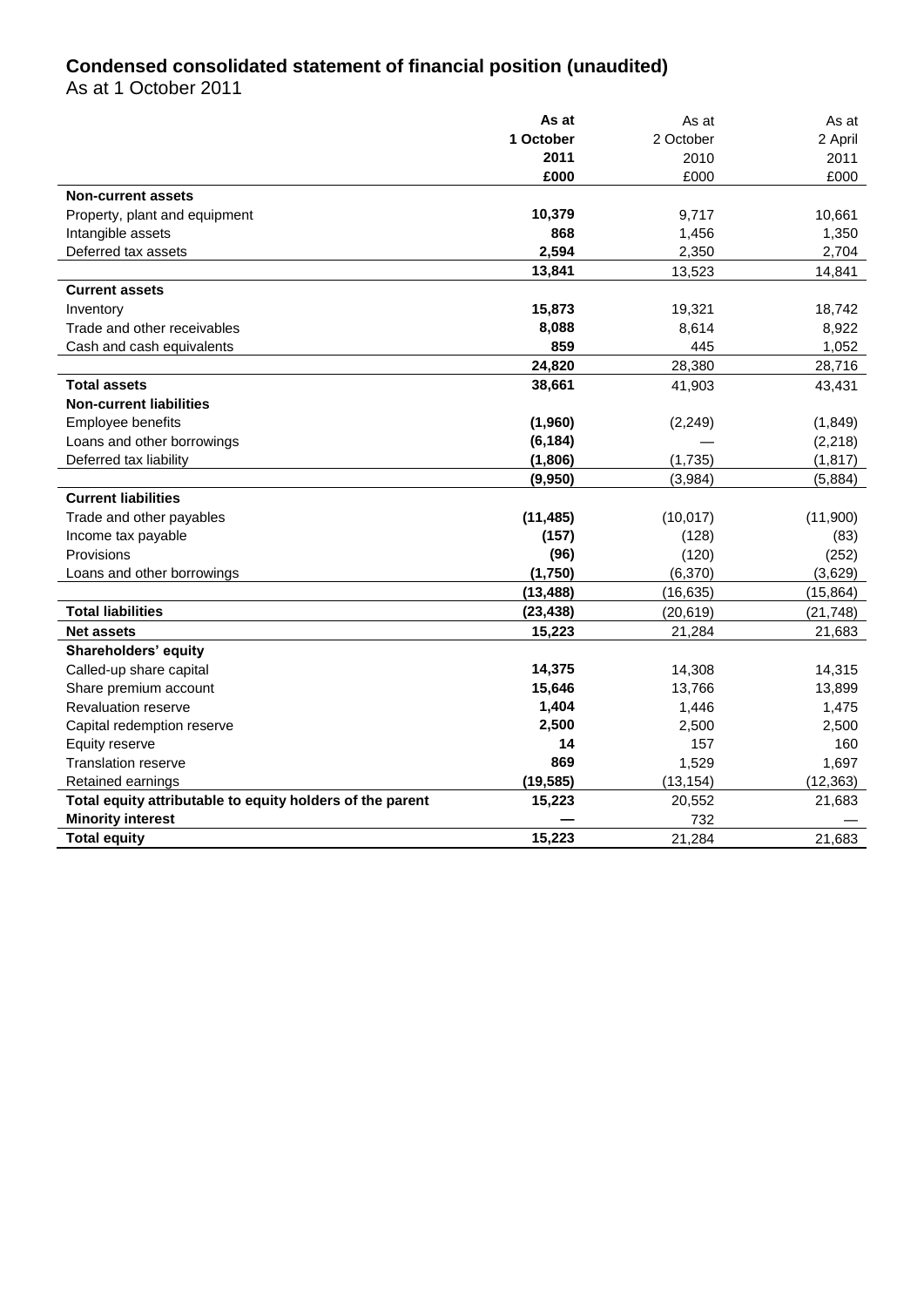## Condensed consolidated statement of financial position (unaudited)

As at 1 October 2011

| | **As at 1 October 2011 £000** | As at 2 October 2010 £000 | As at 2 April 2011 £000 |
|---|---|---|---|
| **Non-current assets** | | | |
| Property, plant and equipment | **10,379** | 9,717 | 10,661 |
| Intangible assets | **868** | 1,456 | 1,350 |
| Deferred tax assets | **2,594** | 2,350 | 2,704 |
| | **13,841** | 13,523 | 14,841 |
| **Current assets** | | | |
| Inventory | **15,873** | 19,321 | 18,742 |
| Trade and other receivables | **8,088** | 8,614 | 8,922 |
| Cash and cash equivalents | **859** | 445 | 1,052 |
| | **24,820** | 28,380 | 28,716 |
| **Total assets** | **38,661** | 41,903 | 43,431 |
| **Non-current liabilities** | | | |
| Employee benefits | **(1,960)** | (2,249) | (1,849) |
| Loans and other borrowings | **(6,184)** | — | (2,218) |
| Deferred tax liability | **(1,806)** | (1,735) | (1,817) |
| | **(9,950)** | (3,984) | (5,884) |
| **Current liabilities** | | | |
| Trade and other payables | **(11,485)** | (10,017) | (11,900) |
| Income tax payable | **(157)** | (128) | (83) |
| Provisions | **(96)** | (120) | (252) |
| Loans and other borrowings | **(1,750)** | (6,370) | (3,629) |
| | **(13,488)** | (16,635) | (15,864) |
| **Total liabilities** | **(23,438)** | (20,619) | (21,748) |
| **Net assets** | **15,223** | 21,284 | 21,683 |
| **Shareholders' equity** | | | |
| Called-up share capital | **14,375** | 14,308 | 14,315 |
| Share premium account | **15,646** | 13,766 | 13,899 |
| Revaluation reserve | **1,404** | 1,446 | 1,475 |
| Capital redemption reserve | **2,500** | 2,500 | 2,500 |
| Equity reserve | **14** | 157 | 160 |
| Translation reserve | **869** | 1,529 | 1,697 |
| Retained earnings | **(19,585)** | (13,154) | (12,363) |
| **Total equity attributable to equity holders of the parent** | **15,223** | 20,552 | 21,683 |
| **Minority interest** | **—** | 732 | — |
| **Total equity** | **15,223** | 21,284 | 21,683 |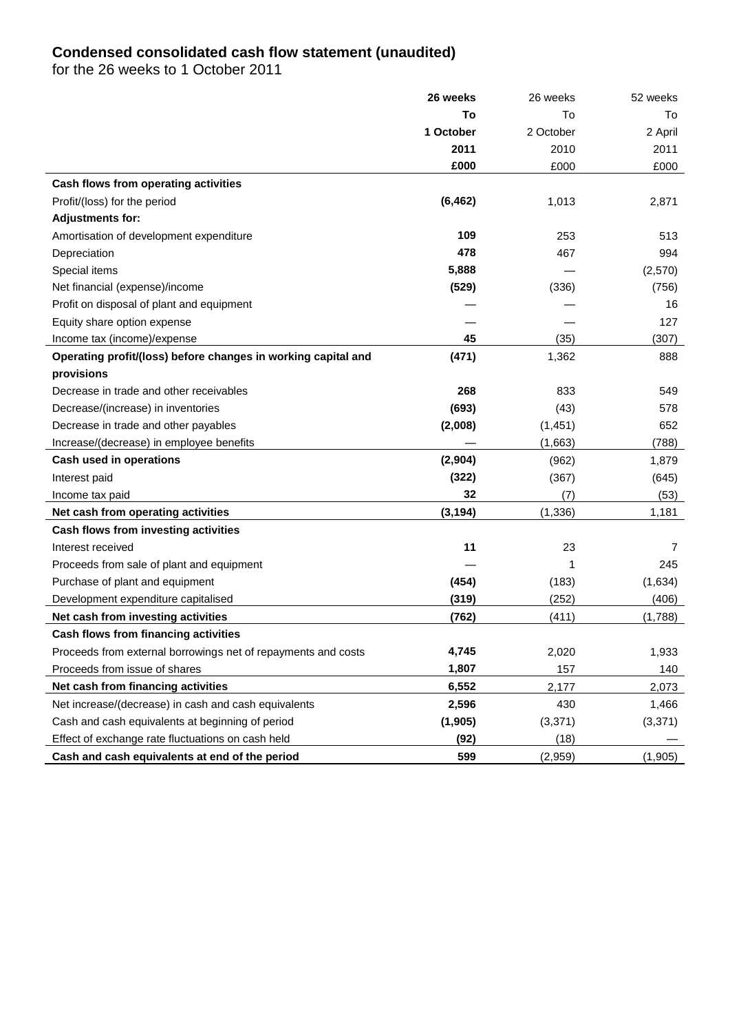**Condensed consolidated cash flow statement (unaudited)**

for the 26 weeks to 1 October 2011

| | **26 weeks To 1 October 2011 £000** | 26 weeks To 2 October 2010 £000 | 52 weeks To 2 April 2011 £000 |
|---|---|---|---|
| **Cash flows from operating activities** | | | |
| Profit/(loss) for the period | **(6,462)** | 1,013 | 2,871 |
| **Adjustments for:** | | | |
| Amortisation of development expenditure | **109** | 253 | 513 |
| Depreciation | **478** | 467 | 994 |
| Special items | **5,888** | — | (2,570) |
| Net financial (expense)/income | **(529)** | (336) | (756) |
| Profit on disposal of plant and equipment | — | — | 16 |
| Equity share option expense | — | — | 127 |
| Income tax (income)/expense | **45** | (35) | (307) |
| **Operating profit/(loss) before changes in working capital and provisions** | **(471)** | 1,362 | 888 |
| Decrease in trade and other receivables | **268** | 833 | 549 |
| Decrease/(increase) in inventories | **(693)** | (43) | 578 |
| Decrease in trade and other payables | **(2,008)** | (1,451) | 652 |
| Increase/(decrease) in employee benefits | — | (1,663) | (788) |
| **Cash used in operations** | **(2,904)** | (962) | 1,879 |
| Interest paid | **(322)** | (367) | (645) |
| Income tax paid | **32** | (7) | (53) |
| **Net cash from operating activities** | **(3,194)** | (1,336) | 1,181 |
| **Cash flows from investing activities** | | | |
| Interest received | **11** | 23 | 7 |
| Proceeds from sale of plant and equipment | — | 1 | 245 |
| Purchase of plant and equipment | **(454)** | (183) | (1,634) |
| Development expenditure capitalised | **(319)** | (252) | (406) |
| **Net cash from investing activities** | **(762)** | (411) | (1,788) |
| **Cash flows from financing activities** | | | |
| Proceeds from external borrowings net of repayments and costs | **4,745** | 2,020 | 1,933 |
| Proceeds from issue of shares | **1,807** | 157 | 140 |
| **Net cash from financing activities** | **6,552** | 2,177 | 2,073 |
| Net increase/(decrease) in cash and cash equivalents | **2,596** | 430 | 1,466 |
| Cash and cash equivalents at beginning of period | **(1,905)** | (3,371) | (3,371) |
| Effect of exchange rate fluctuations on cash held | **(92)** | (18) | — |
| **Cash and cash equivalents at end of the period** | **599** | (2,959) | (1,905) |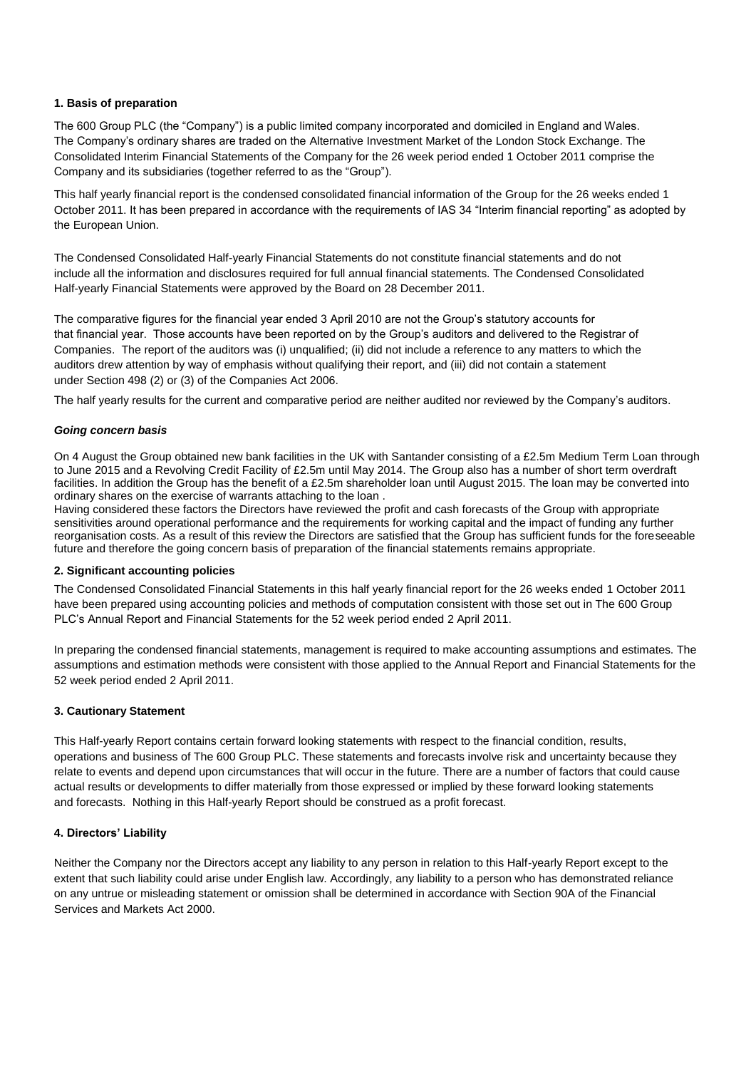**1. Basis of preparation**

The 600 Group PLC (the "Company") is a public limited company incorporated and domiciled in England and Wales. The Company's ordinary shares are traded on the Alternative Investment Market of the London Stock Exchange. The Consolidated Interim Financial Statements of the Company for the 26 week period ended 1 October 2011 comprise the Company and its subsidiaries (together referred to as the "Group").

This half yearly financial report is the condensed consolidated financial information of the Group for the 26 weeks ended 1 October 2011. It has been prepared in accordance with the requirements of IAS 34 "Interim financial reporting" as adopted by the European Union.

The Condensed Consolidated Half-yearly Financial Statements do not constitute financial statements and do not include all the information and disclosures required for full annual financial statements. The Condensed Consolidated Half-yearly Financial Statements were approved by the Board on 28 December 2011.

The comparative figures for the financial year ended 3 April 2010 are not the Group's statutory accounts for that financial year. Those accounts have been reported on by the Group's auditors and delivered to the Registrar of Companies. The report of the auditors was (i) unqualified; (ii) did not include a reference to any matters to which the auditors drew attention by way of emphasis without qualifying their report, and (iii) did not contain a statement under Section 498 (2) or (3) of the Companies Act 2006.

The half yearly results for the current and comparative period are neither audited nor reviewed by the Company's auditors.

***Going concern basis***

On 4 August the Group obtained new bank facilities in the UK with Santander consisting of a £2.5m Medium Term Loan through to June 2015 and a Revolving Credit Facility of £2.5m until May 2014. The Group also has a number of short term overdraft facilities. In addition the Group has the benefit of a £2.5m shareholder loan until August 2015. The loan may be converted into ordinary shares on the exercise of warrants attaching to the loan .

Having considered these factors the Directors have reviewed the profit and cash forecasts of the Group with appropriate sensitivities around operational performance and the requirements for working capital and the impact of funding any further reorganisation costs. As a result of this review the Directors are satisfied that the Group has sufficient funds for the foreseeable future and therefore the going concern basis of preparation of the financial statements remains appropriate.

**2. Significant accounting policies**

The Condensed Consolidated Financial Statements in this half yearly financial report for the 26 weeks ended 1 October 2011 have been prepared using accounting policies and methods of computation consistent with those set out in The 600 Group PLC's Annual Report and Financial Statements for the 52 week period ended 2 April 2011.

In preparing the condensed financial statements, management is required to make accounting assumptions and estimates. The assumptions and estimation methods were consistent with those applied to the Annual Report and Financial Statements for the 52 week period ended 2 April 2011.

**3. Cautionary Statement**

This Half-yearly Report contains certain forward looking statements with respect to the financial condition, results, operations and business of The 600 Group PLC. These statements and forecasts involve risk and uncertainty because they relate to events and depend upon circumstances that will occur in the future. There are a number of factors that could cause actual results or developments to differ materially from those expressed or implied by these forward looking statements and forecasts. Nothing in this Half-yearly Report should be construed as a profit forecast.

**4. Directors' Liability**

Neither the Company nor the Directors accept any liability to any person in relation to this Half-yearly Report except to the extent that such liability could arise under English law. Accordingly, any liability to a person who has demonstrated reliance on any untrue or misleading statement or omission shall be determined in accordance with Section 90A of the Financial Services and Markets Act 2000.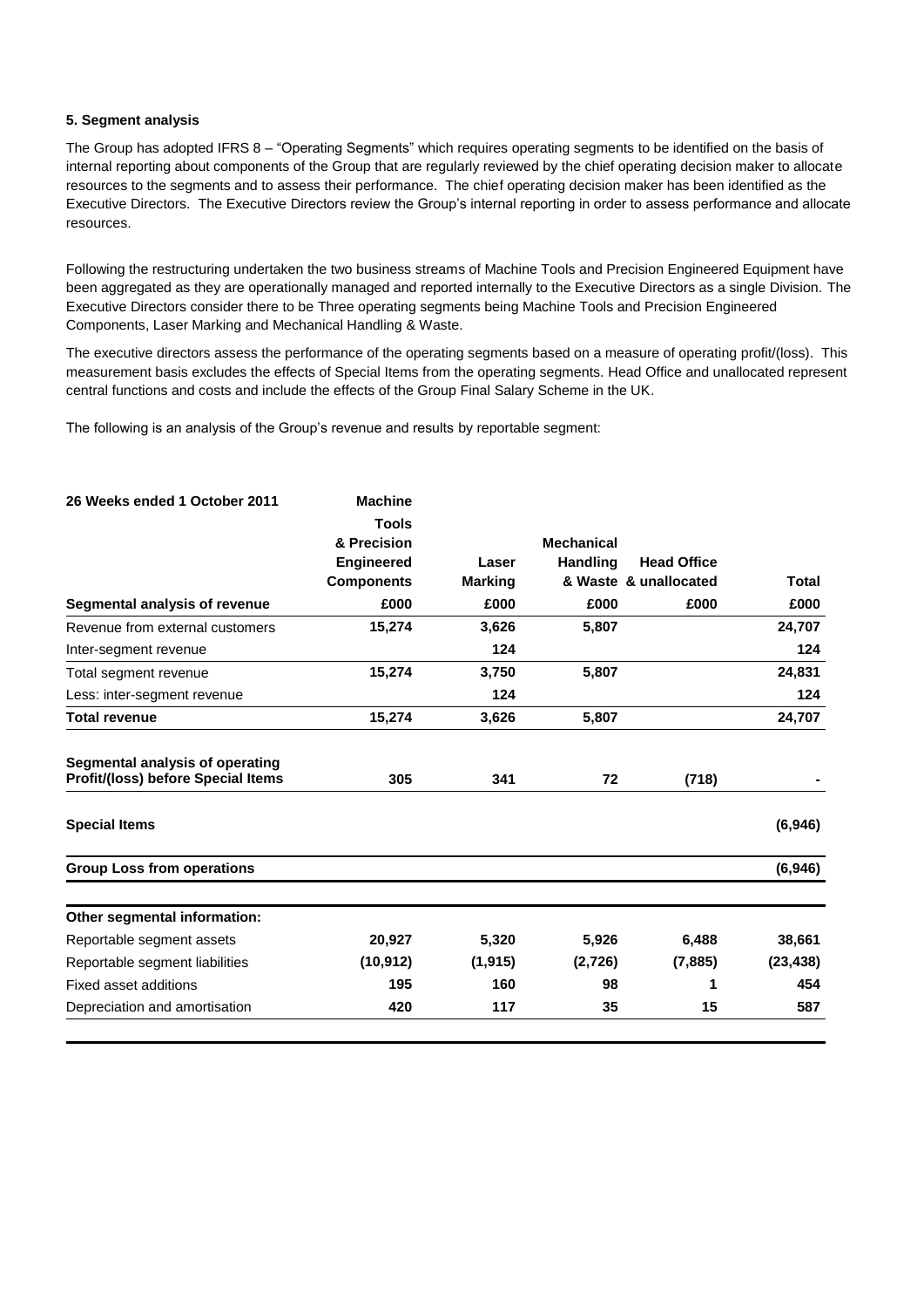### 5. Segment analysis

The Group has adopted IFRS 8 – "Operating Segments" which requires operating segments to be identified on the basis of internal reporting about components of the Group that are regularly reviewed by the chief operating decision maker to allocate resources to the segments and to assess their performance. The chief operating decision maker has been identified as the Executive Directors. The Executive Directors review the Group's internal reporting in order to assess performance and allocate resources.

Following the restructuring undertaken the two business streams of Machine Tools and Precision Engineered Equipment have been aggregated as they are operationally managed and reported internally to the Executive Directors as a single Division. The Executive Directors consider there to be Three operating segments being Machine Tools and Precision Engineered Components, Laser Marking and Mechanical Handling & Waste.

The executive directors assess the performance of the operating segments based on a measure of operating profit/(loss). This measurement basis excludes the effects of Special Items from the operating segments. Head Office and unallocated represent central functions and costs and include the effects of the Group Final Salary Scheme in the UK.

The following is an analysis of the Group's revenue and results by reportable segment:

| 26 Weeks ended 1 October 2011 | Machine Tools & Precision Engineered Components | Laser Marking | Mechanical Handling & Waste | Head Office & unallocated | Total |
|---|---|---|---|---|---|
| **Segmental analysis of revenue** | **£000** | **£000** | **£000** | **£000** | **£000** |
| Revenue from external customers | **15,274** | **3,626** | **5,807** | | **24,707** |
| Inter-segment revenue | | **124** | | | **124** |
| Total segment revenue | **15,274** | **3,750** | **5,807** | | **24,831** |
| Less: inter-segment revenue | | **124** | | | **124** |
| **Total revenue** | **15,274** | **3,626** | **5,807** | | **24,707** |
| **Segmental analysis of operating Profit/(loss) before Special Items** | **305** | **341** | **72** | **(718)** | **-** |
| **Special Items** | | | | | **(6,946)** |
| **Group Loss from operations** | | | | | **(6,946)** |
| **Other segmental information:** | | | | | |
| Reportable segment assets | **20,927** | **5,320** | **5,926** | **6,488** | **38,661** |
| Reportable segment liabilities | **(10,912)** | **(1,915)** | **(2,726)** | **(7,885)** | **(23,438)** |
| Fixed asset additions | **195** | **160** | **98** | **1** | **454** |
| Depreciation and amortisation | **420** | **117** | **35** | **15** | **587** |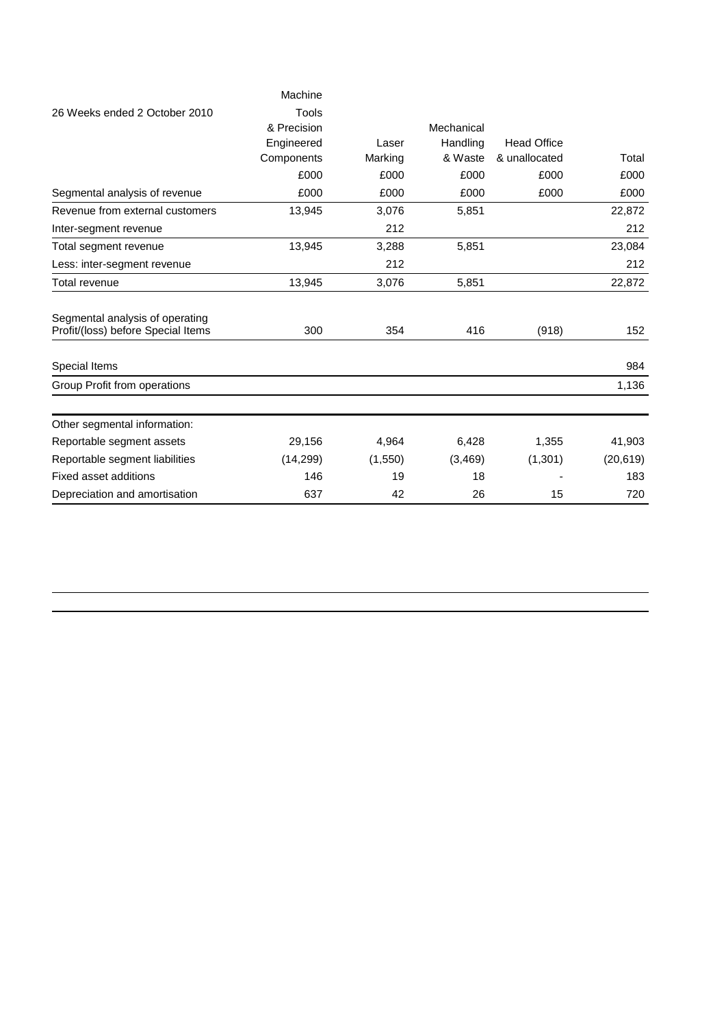| 26 Weeks ended 2 October 2010 | Machine Tools & Precision Engineered Components | Laser Marking | Mechanical Handling & Waste | Head Office & unallocated | Total |
|---|---|---|---|---|---|
| | £000 | £000 | £000 | £000 | £000 |
| Segmental analysis of revenue | £000 | £000 | £000 | £000 | £000 |
| Revenue from external customers | 13,945 | 3,076 | 5,851 | | 22,872 |
| Inter-segment revenue | | 212 | | | 212 |
| Total segment revenue | 13,945 | 3,288 | 5,851 | | 23,084 |
| Less: inter-segment revenue | | 212 | | | 212 |
| Total revenue | 13,945 | 3,076 | 5,851 | | 22,872 |
| Segmental analysis of operating Profit/(loss) before Special Items | 300 | 354 | 416 | (918) | 152 |
| Special Items | | | | | 984 |
| Group Profit from operations | | | | | 1,136 |
| Other segmental information: | | | | | |
| Reportable segment assets | 29,156 | 4,964 | 6,428 | 1,355 | 41,903 |
| Reportable segment liabilities | (14,299) | (1,550) | (3,469) | (1,301) | (20,619) |
| Fixed asset additions | 146 | 19 | 18 | - | 183 |
| Depreciation and amortisation | 637 | 42 | 26 | 15 | 720 |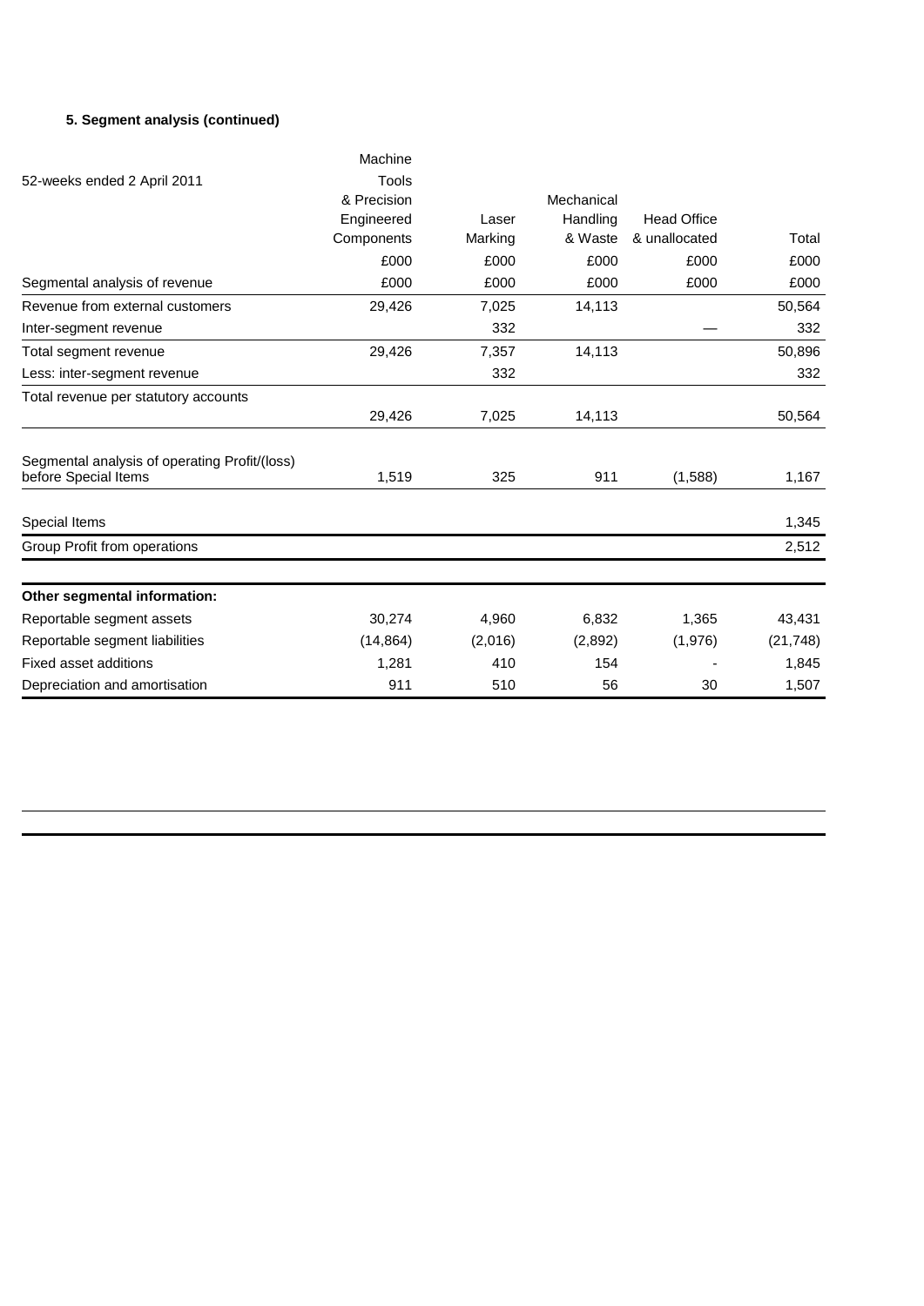**5. Segment analysis (continued)**

| 52-weeks ended 2 April 2011 | Machine Tools & Precision Engineered Components | Laser Marking | Mechanical Handling & Waste | Head Office & unallocated | Total |
|---|---|---|---|---|---|
| | £000 | £000 | £000 | £000 | £000 |
| Segmental analysis of revenue | £000 | £000 | £000 | £000 | £000 |
| Revenue from external customers | 29,426 | 7,025 | 14,113 | | 50,564 |
| Inter-segment revenue | | 332 | | — | 332 |
| Total segment revenue | 29,426 | 7,357 | 14,113 | | 50,896 |
| Less: inter-segment revenue | | 332 | | | 332 |
| Total revenue per statutory accounts | 29,426 | 7,025 | 14,113 | | 50,564 |
| Segmental analysis of operating Profit/(loss) before Special Items | 1,519 | 325 | 911 | (1,588) | 1,167 |
| Special Items | | | | | 1,345 |
| Group Profit from operations | | | | | 2,512 |
| **Other segmental information:** | | | | | |
| Reportable segment assets | 30,274 | 4,960 | 6,832 | 1,365 | 43,431 |
| Reportable segment liabilities | (14,864) | (2,016) | (2,892) | (1,976) | (21,748) |
| Fixed asset additions | 1,281 | 410 | 154 | - | 1,845 |
| Depreciation and amortisation | 911 | 510 | 56 | 30 | 1,507 |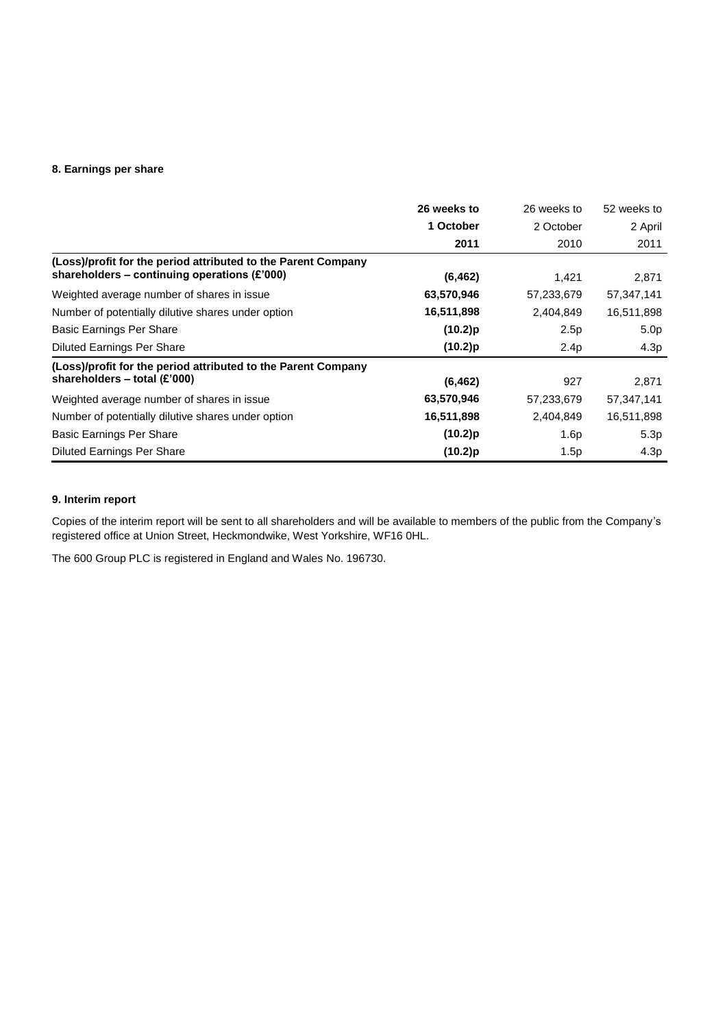**8. Earnings per share**

| | 26 weeks to 1 October 2011 | 26 weeks to 2 October 2010 | 52 weeks to 2 April 2011 |
|---|---|---|---|
| **(Loss)/profit for the period attributed to the Parent Company shareholders – continuing operations (£'000)** | **(6,462)** | 1,421 | 2,871 |
| Weighted average number of shares in issue | **63,570,946** | 57,233,679 | 57,347,141 |
| Number of potentially dilutive shares under option | **16,511,898** | 2,404,849 | 16,511,898 |
| Basic Earnings Per Share | **(10.2)p** | 2.5p | 5.0p |
| Diluted Earnings Per Share | **(10.2)p** | 2.4p | 4.3p |
| **(Loss)/profit for the period attributed to the Parent Company shareholders – total (£'000)** | **(6,462)** | 927 | 2,871 |
| Weighted average number of shares in issue | **63,570,946** | 57,233,679 | 57,347,141 |
| Number of potentially dilutive shares under option | **16,511,898** | 2,404,849 | 16,511,898 |
| Basic Earnings Per Share | **(10.2)p** | 1.6p | 5.3p |
| Diluted Earnings Per Share | **(10.2)p** | 1.5p | 4.3p |

**9. Interim report**

Copies of the interim report will be sent to all shareholders and will be available to members of the public from the Company's registered office at Union Street, Heckmondwike, West Yorkshire, WF16 0HL.

The 600 Group PLC is registered in England and Wales No. 196730.